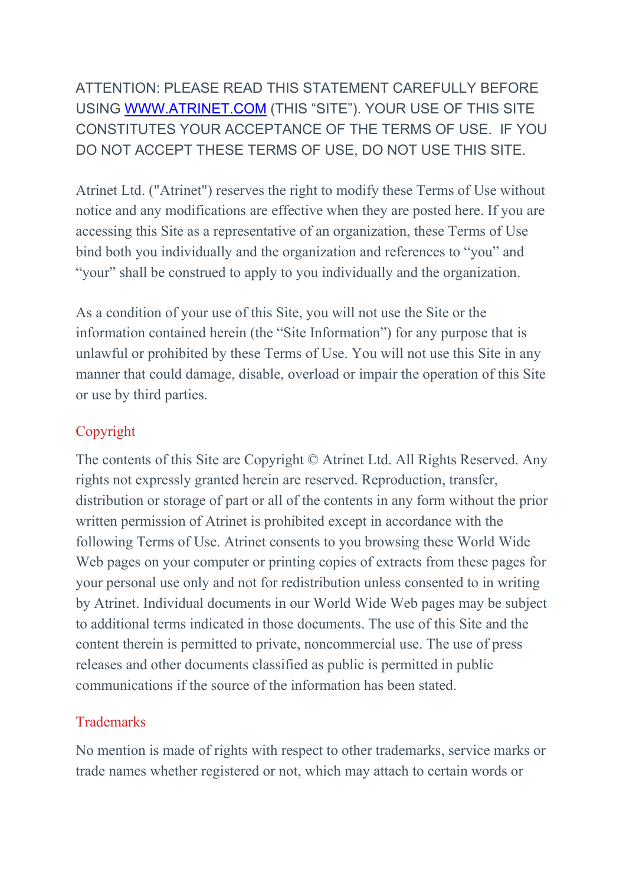ATTENTION: PLEASE READ THIS STATEMENT CAREFULLY BEFORE USING [WWW.ATRINET.COM](http://WWW.ATRINET.COM) (THIS "SITE"). YOUR USE OF THIS SITE CONSTITUTES YOUR ACCEPTANCE OF THE TERMS OF USE. IF YOU DO NOT ACCEPT THESE TERMS OF USE, DO NOT USE THIS SITE.

Atrinet Ltd. ("Atrinet") reserves the right to modify these Terms of Use without notice and any modifications are effective when they are posted here. If you are accessing this Site as a representative of an organization, these Terms of Use bind both you individually and the organization and references to "you" and "your" shall be construed to apply to you individually and the organization.

As a condition of your use of this Site, you will not use the Site or the information contained herein (the "Site Information") for any purpose that is unlawful or prohibited by these Terms of Use. You will not use this Site in any manner that could damage, disable, overload or impair the operation of this Site or use by third parties.

## Copyright

The contents of this Site are Copyright © Atrinet Ltd. All Rights Reserved. Any rights not expressly granted herein are reserved. Reproduction, transfer, distribution or storage of part or all of the contents in any form without the prior written permission of Atrinet is prohibited except in accordance with the following Terms of Use. Atrinet consents to you browsing these World Wide Web pages on your computer or printing copies of extracts from these pages for your personal use only and not for redistribution unless consented to in writing by Atrinet. Individual documents in our World Wide Web pages may be subject to additional terms indicated in those documents. The use of this Site and the content therein is permitted to private, noncommercial use. The use of press releases and other documents classified as public is permitted in public communications if the source of the information has been stated.

## Trademarks

No mention is made of rights with respect to other trademarks, service marks or trade names whether registered or not, which may attach to certain words or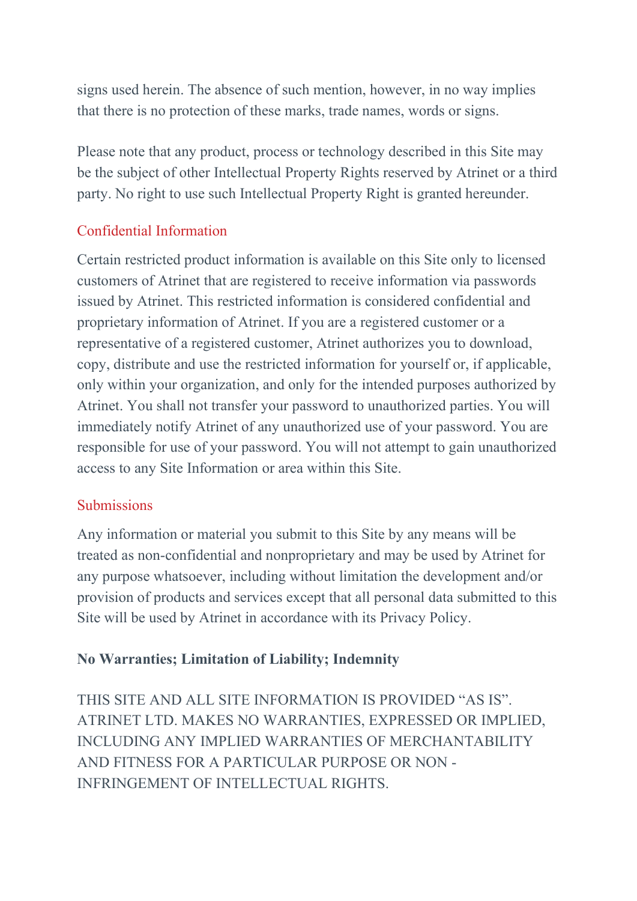signs used herein. The absence of such mention, however, in no way implies that there is no protection of these marks, trade names, words or signs.

Please note that any product, process or technology described in this Site may be the subject of other Intellectual Property Rights reserved by Atrinet or a third party. No right to use such Intellectual Property Right is granted hereunder.

## Confidential Information

Certain restricted product information is available on this Site only to licensed customers of Atrinet that are registered to receive information via passwords issued by Atrinet. This restricted information is considered confidential and proprietary information of Atrinet. If you are a registered customer or a representative of a registered customer, Atrinet authorizes you to download, copy, distribute and use the restricted information for yourself or, if applicable, only within your organization, and only for the intended purposes authorized by Atrinet. You shall not transfer your password to unauthorized parties. You will immediately notify Atrinet of any unauthorized use of your password. You are responsible for use of your password. You will not attempt to gain unauthorized access to any Site Information or area within this Site.

## Submissions

Any information or material you submit to this Site by any means will be treated as non-confidential and nonproprietary and may be used by Atrinet for any purpose whatsoever, including without limitation the development and/or provision of products and services except that all personal data submitted to this Site will be used by Atrinet in accordance with its Privacy Policy.

**No Warranties; Limitation of Liability; Indemnity**

THIS SITE AND ALL SITE INFORMATION IS PROVIDED “AS IS”. ATRINET LTD. MAKES NO WARRANTIES, EXPRESSED OR IMPLIED, INCLUDING ANY IMPLIED WARRANTIES OF MERCHANTABILITY AND FITNESS FOR A PARTICULAR PURPOSE OR NON - INFRINGEMENT OF INTELLECTUAL RIGHTS.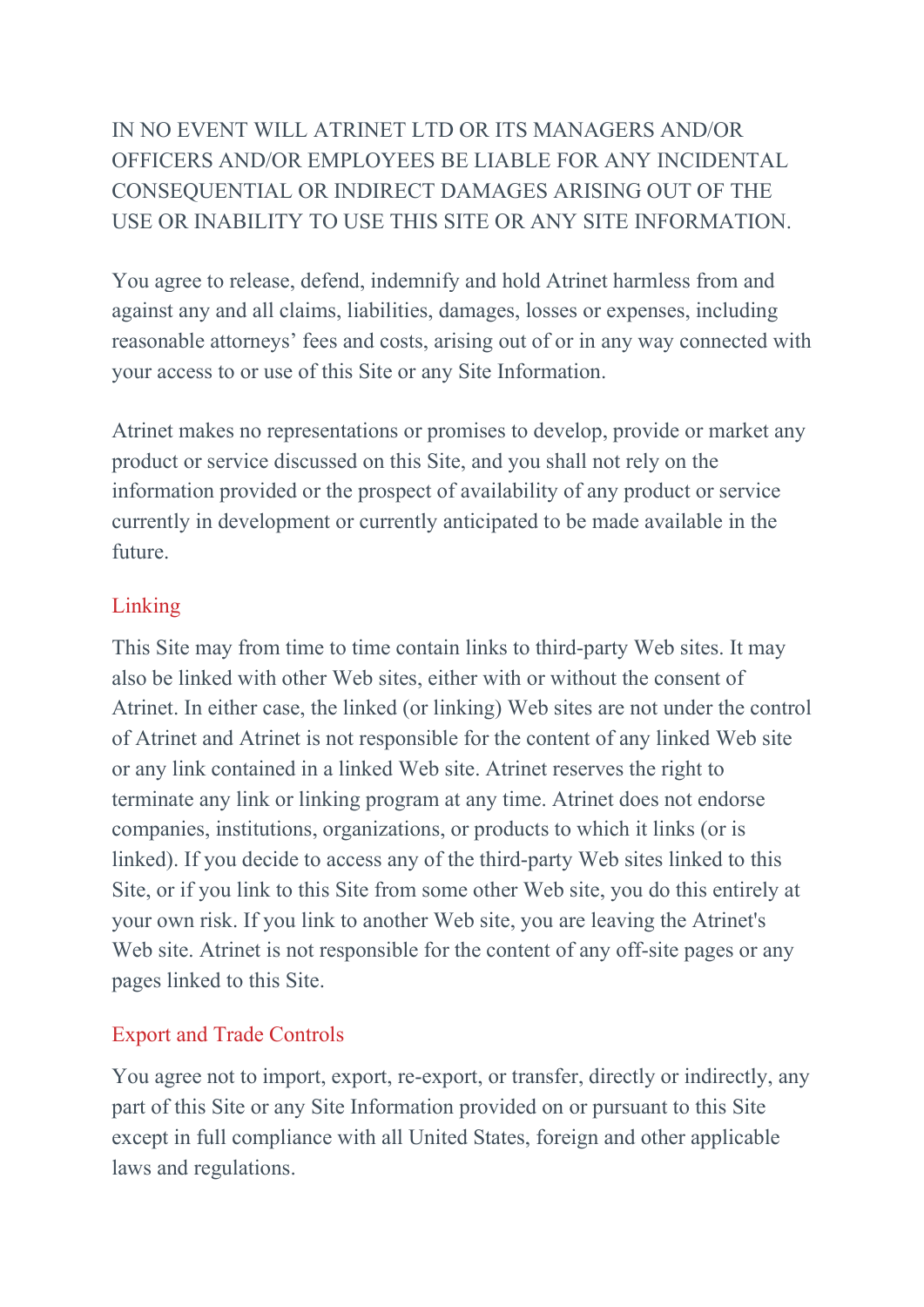IN NO EVENT WILL ATRINET LTD OR ITS MANAGERS AND/OR OFFICERS AND/OR EMPLOYEES BE LIABLE FOR ANY INCIDENTAL CONSEQUENTIAL OR INDIRECT DAMAGES ARISING OUT OF THE USE OR INABILITY TO USE THIS SITE OR ANY SITE INFORMATION.

You agree to release, defend, indemnify and hold Atrinet harmless from and against any and all claims, liabilities, damages, losses or expenses, including reasonable attorneys' fees and costs, arising out of or in any way connected with your access to or use of this Site or any Site Information.

Atrinet makes no representations or promises to develop, provide or market any product or service discussed on this Site, and you shall not rely on the information provided or the prospect of availability of any product or service currently in development or currently anticipated to be made available in the future.

## Linking

This Site may from time to time contain links to third-party Web sites. It may also be linked with other Web sites, either with or without the consent of Atrinet. In either case, the linked (or linking) Web sites are not under the control of Atrinet and Atrinet is not responsible for the content of any linked Web site or any link contained in a linked Web site. Atrinet reserves the right to terminate any link or linking program at any time. Atrinet does not endorse companies, institutions, organizations, or products to which it links (or is linked). If you decide to access any of the third-party Web sites linked to this Site, or if you link to this Site from some other Web site, you do this entirely at your own risk. If you link to another Web site, you are leaving the Atrinet's Web site. Atrinet is not responsible for the content of any off-site pages or any pages linked to this Site.

## Export and Trade Controls

You agree not to import, export, re-export, or transfer, directly or indirectly, any part of this Site or any Site Information provided on or pursuant to this Site except in full compliance with all United States, foreign and other applicable laws and regulations.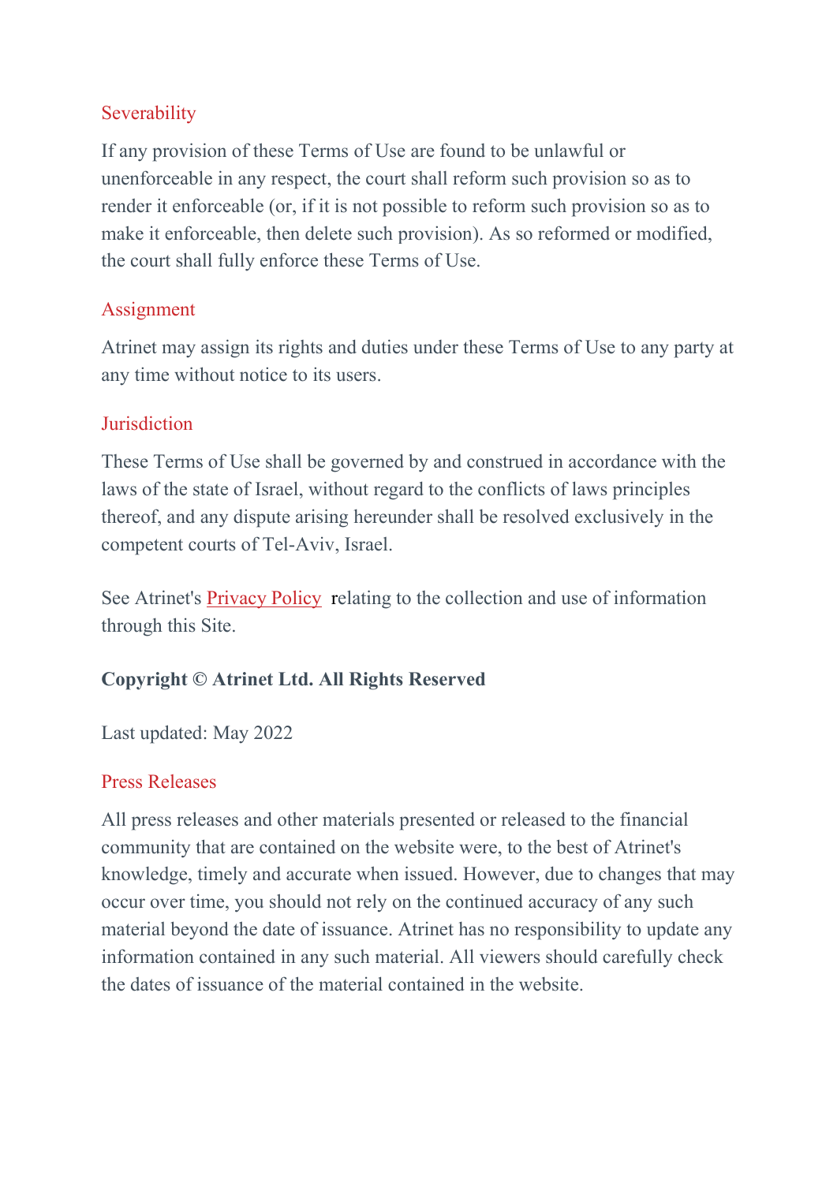## Severability

If any provision of these Terms of Use are found to be unlawful or unenforceable in any respect, the court shall reform such provision so as to render it enforceable (or, if it is not possible to reform such provision so as to make it enforceable, then delete such provision). As so reformed or modified, the court shall fully enforce these Terms of Use.

## Assignment

Atrinet may assign its rights and duties under these Terms of Use to any party at any time without notice to its users.

## Jurisdiction

These Terms of Use shall be governed by and construed in accordance with the laws of the state of Israel, without regard to the conflicts of laws principles thereof, and any dispute arising hereunder shall be resolved exclusively in the competent courts of Tel-Aviv, Israel.

See Atrinet's Privacy Policy relating to the collection and use of information through this Site.

**Copyright © Atrinet Ltd. All Rights Reserved**

Last updated: May 2022

## Press Releases

All press releases and other materials presented or released to the financial community that are contained on the website were, to the best of Atrinet's knowledge, timely and accurate when issued. However, due to changes that may occur over time, you should not rely on the continued accuracy of any such material beyond the date of issuance. Atrinet has no responsibility to update any information contained in any such material. All viewers should carefully check the dates of issuance of the material contained in the website.